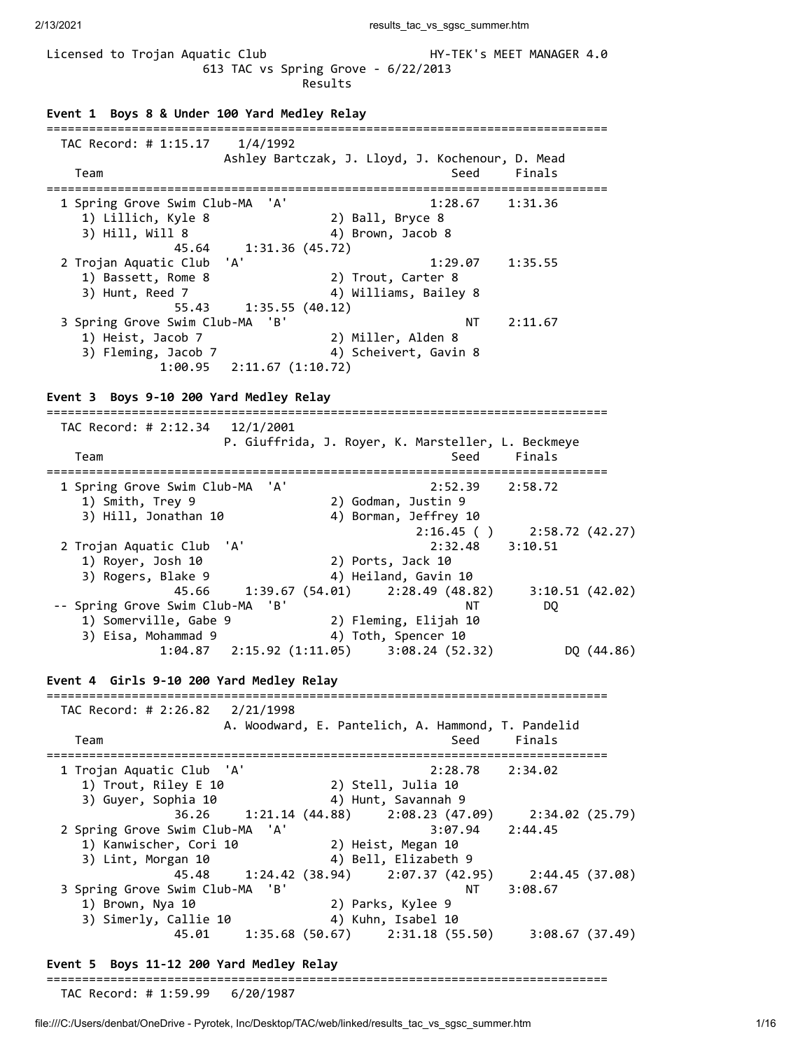Licensed to Trojan Aquatic Club HY-TEK's MEET MANAGER 4.0

613 TAC vs Spring Grove - 6/22/2013

Results

**Event 1 Boys 8 & Under 100 Yard Medley Relay**

```
===============================================================================
  TAC Record: # 1:15.17    1/4/1992
                       Ashley Bartczak, J. Lloyd, J. Kochenour, D. Mead
    Team                                               Seed     Finals
===============================================================================
  1 Spring Grove Swim Club-MA  'A'                    1:28.67    1:31.36
     1) Lillich, Kyle 8               2) Ball, Bryce 8
     3) Hill, Will 8                  4) Brown, Jacob 8
               45.64     1:31.36 (45.72)
  2 Trojan Aquatic Club  'A'                          1:29.07    1:35.55
     1) Bassett, Rome 8               2) Trout, Carter 8
     3) Hunt, Reed 7                  4) Williams, Bailey 8
               55.43     1:35.55 (40.12)
  3 Spring Grove Swim Club-MA  'B'                         NT    2:11.67
     1) Heist, Jacob 7                2) Miller, Alden 8
     3) Fleming, Jacob 7              4) Scheivert, Gavin 8
             1:00.95   2:11.67 (1:10.72)
```

**Event 3 Boys 9-10 200 Yard Medley Relay**

```
===============================================================================
  TAC Record: # 2:12.34   12/1/2001
                       P. Giuffrida, J. Royer, K. Marsteller, L. Beckmeye
    Team                                               Seed     Finals
===============================================================================
  1 Spring Grove Swim Club-MA  'A'                    2:52.39    2:58.72
     1) Smith, Trey 9                 2) Godman, Justin 9
     3) Hill, Jonathan 10             4) Borman, Jeffrey 10
                                                   2:16.45 ( )     2:58.72 (42.27)
  2 Trojan Aquatic Club  'A'                          2:32.48    3:10.51
     1) Royer, Josh 10                2) Ports, Jack 10
     3) Rogers, Blake 9               4) Heiland, Gavin 10
               45.66     1:39.67 (54.01)     2:28.49 (48.82)     3:10.51 (42.02)
 -- Spring Grove Swim Club-MA  'B'                         NT         DQ
     1) Somerville, Gabe 9            2) Fleming, Elijah 10
     3) Eisa, Mohammad 9              4) Toth, Spencer 10
             1:04.87   2:15.92 (1:11.05)     3:08.24 (52.32)          DQ (44.86)
```

**Event 4 Girls 9-10 200 Yard Medley Relay**

```
===============================================================================
  TAC Record: # 2:26.82   2/21/1998
                       A. Woodward, E. Pantelich, A. Hammond, T. Pandelid
    Team                                               Seed     Finals
===============================================================================
  1 Trojan Aquatic Club  'A'                          2:28.78    2:34.02
     1) Trout, Riley E 10             2) Stell, Julia 10
     3) Guyer, Sophia 10              4) Hunt, Savannah 9
               36.26     1:21.14 (44.88)     2:08.23 (47.09)     2:34.02 (25.79)
  2 Spring Grove Swim Club-MA  'A'                    3:07.94    2:44.45
     1) Kanwischer, Cori 10           2) Heist, Megan 10
     3) Lint, Morgan 10               4) Bell, Elizabeth 9
               45.48     1:24.42 (38.94)     2:07.37 (42.95)     2:44.45 (37.08)
  3 Spring Grove Swim Club-MA  'B'                         NT    3:08.67
     1) Brown, Nya 10                 2) Parks, Kylee 9
     3) Simerly, Callie 10            4) Kuhn, Isabel 10
               45.01     1:35.68 (50.67)     2:31.18 (55.50)     3:08.67 (37.49)
```

**Event 5 Boys 11-12 200 Yard Medley Relay**

```
===============================================================================
  TAC Record: # 1:59.99    6/20/1987
```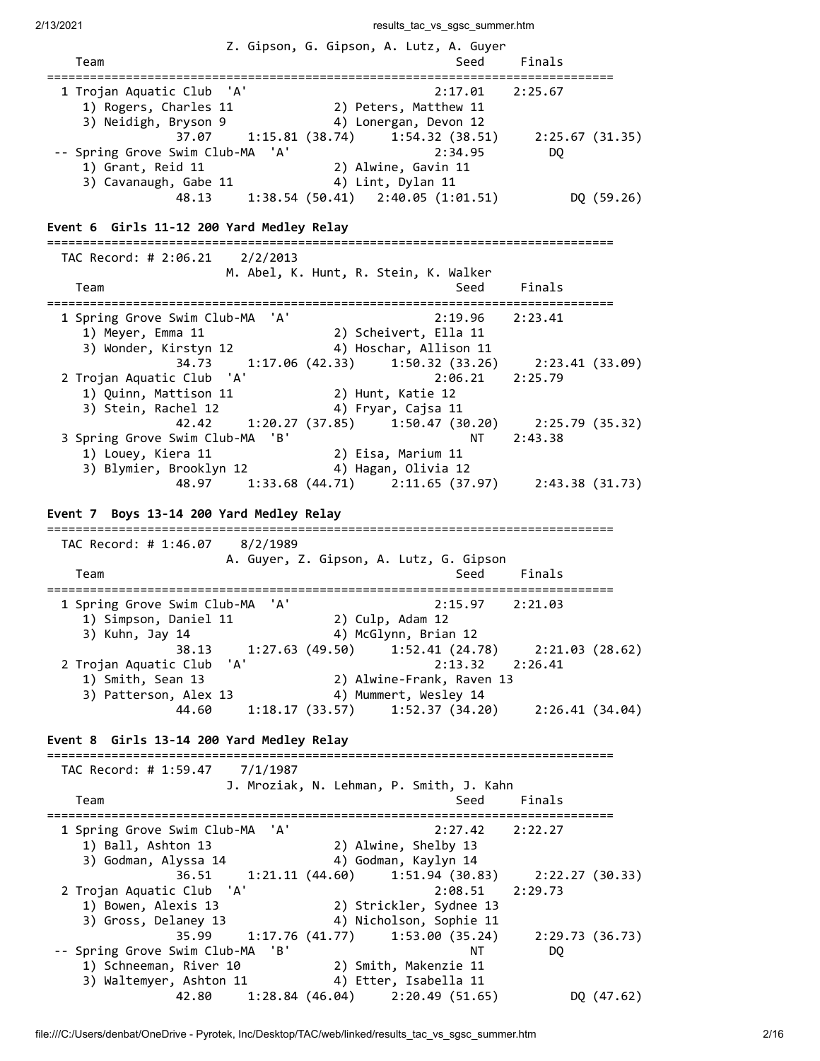```
                        Z. Gipson, G. Gipson, A. Lutz, A. Guyer
    Team                                              Seed     Finals
===============================================================================
  1 Trojan Aquatic Club  'A'                         2:17.01    2:25.67
     1) Rogers, Charles 11             2) Peters, Matthew 11
     3) Neidigh, Bryson 9              4) Lonergan, Devon 12
              37.07     1:15.81 (38.74)     1:54.32 (38.51)     2:25.67 (31.35)
 -- Spring Grove Swim Club-MA  'A'                   2:34.95         DQ
     1) Grant, Reid 11                 2) Alwine, Gavin 11
     3) Cavanaugh, Gabe 11             4) Lint, Dylan 11
              48.13     1:38.54 (50.41)   2:40.05 (1:01.51)         DQ (59.26)
```

**Event 6  Girls 11-12 200 Yard Medley Relay**

```
===============================================================================
  TAC Record: # 2:06.21    2/2/2013
                        M. Abel, K. Hunt, R. Stein, K. Walker
    Team                                              Seed     Finals
===============================================================================
  1 Spring Grove Swim Club-MA  'A'                   2:19.96    2:23.41
     1) Meyer, Emma 11                 2) Scheivert, Ella 11
     3) Wonder, Kirstyn 12             4) Hoschar, Allison 11
              34.73     1:17.06 (42.33)     1:50.32 (33.26)     2:23.41 (33.09)
  2 Trojan Aquatic Club  'A'                         2:06.21    2:25.79
     1) Quinn, Mattison 11             2) Hunt, Katie 12
     3) Stein, Rachel 12               4) Fryar, Cajsa 11
              42.42     1:20.27 (37.85)     1:50.47 (30.20)     2:25.79 (35.32)
  3 Spring Grove Swim Club-MA  'B'                        NT    2:43.38
     1) Louey, Kiera 11                2) Eisa, Marium 11
     3) Blymier, Brooklyn 12           4) Hagan, Olivia 12
              48.97     1:33.68 (44.71)     2:11.65 (37.97)     2:43.38 (31.73)
```

**Event 7  Boys 13-14 200 Yard Medley Relay**

```
===============================================================================
  TAC Record: # 1:46.07    8/2/1989
                        A. Guyer, Z. Gipson, A. Lutz, G. Gipson
    Team                                              Seed     Finals
===============================================================================
  1 Spring Grove Swim Club-MA  'A'                   2:15.97    2:21.03
     1) Simpson, Daniel 11             2) Culp, Adam 12
     3) Kuhn, Jay 14                   4) McGlynn, Brian 12
              38.13     1:27.63 (49.50)     1:52.41 (24.78)     2:21.03 (28.62)
  2 Trojan Aquatic Club  'A'                         2:13.32    2:26.41
     1) Smith, Sean 13                 2) Alwine-Frank, Raven 13
     3) Patterson, Alex 13             4) Mummert, Wesley 14
              44.60     1:18.17 (33.57)     1:52.37 (34.20)     2:26.41 (34.04)
```

**Event 8  Girls 13-14 200 Yard Medley Relay**

```
===============================================================================
  TAC Record: # 1:59.47    7/1/1987
                        J. Mroziak, N. Lehman, P. Smith, J. Kahn
    Team                                              Seed     Finals
===============================================================================
  1 Spring Grove Swim Club-MA  'A'                   2:27.42    2:22.27
     1) Ball, Ashton 13                2) Alwine, Shelby 13
     3) Godman, Alyssa 14              4) Godman, Kaylyn 14
              36.51     1:21.11 (44.60)     1:51.94 (30.83)     2:22.27 (30.33)
  2 Trojan Aquatic Club  'A'                         2:08.51    2:29.73
     1) Bowen, Alexis 13               2) Strickler, Sydnee 13
     3) Gross, Delaney 13              4) Nicholson, Sophie 11
              35.99     1:17.76 (41.77)     1:53.00 (35.24)     2:29.73 (36.73)
 -- Spring Grove Swim Club-MA  'B'                        NT         DQ
     1) Schneeman, River 10            2) Smith, Makenzie 11
     3) Waltemyer, Ashton 11           4) Etter, Isabella 11
              42.80     1:28.84 (46.04)     2:20.49 (51.65)         DQ (47.62)
```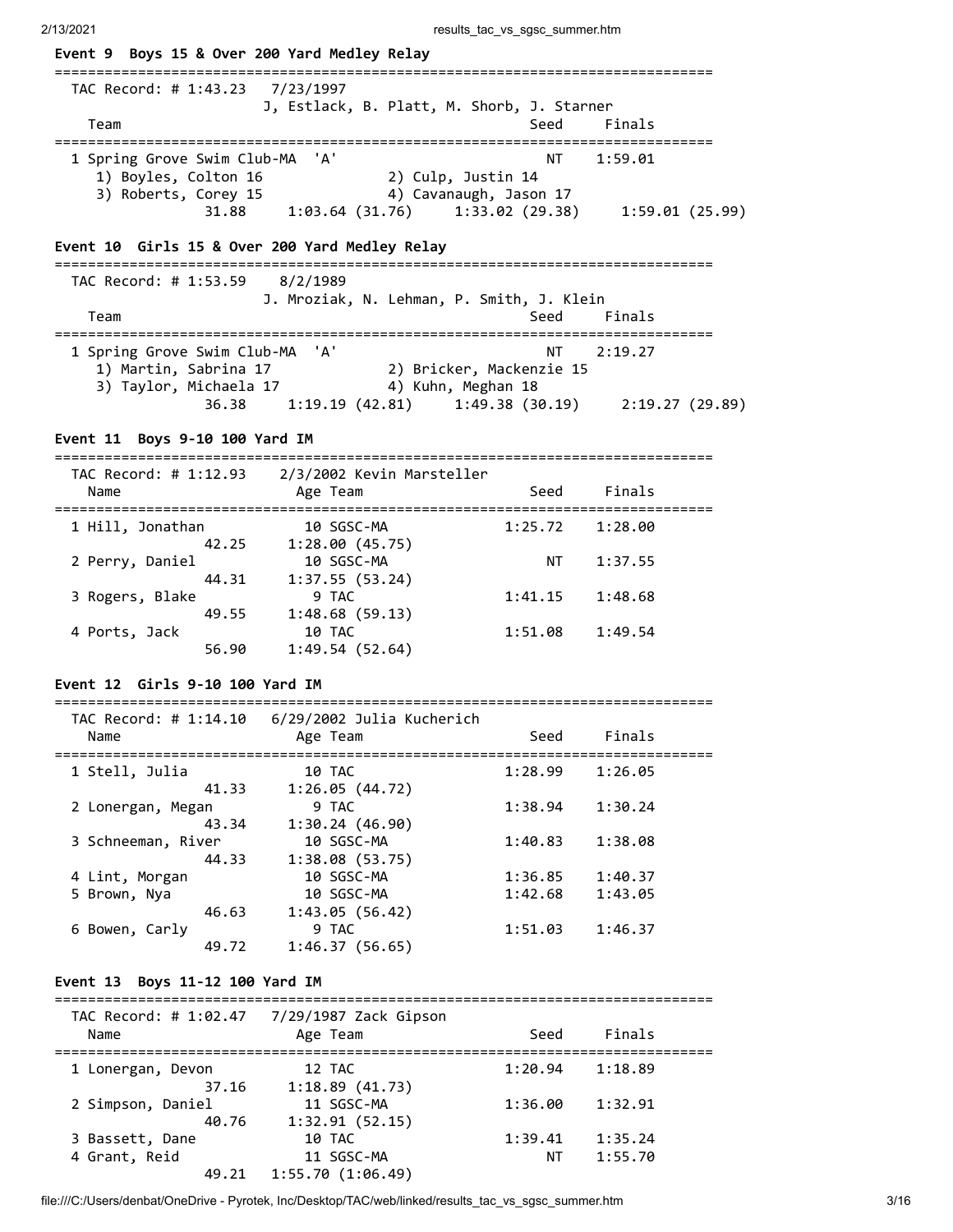### Event 9 Boys 15 & Over 200 Yard Medley Relay

TAC Record: # 1:43.23 7/23/1997
J, Estlack, B. Platt, M. Shorb, J. Starner

| Team | Seed | Finals |
|---|---|---|
| 1 Spring Grove Swim Club-MA 'A' | NT | 1:59.01 |

1) Boyles, Colton 16 — 2) Culp, Justin 14
3) Roberts, Corey 15 — 4) Cavanaugh, Jason 17
31.88 1:03.64 (31.76) 1:33.02 (29.38) 1:59.01 (25.99)

### Event 10 Girls 15 & Over 200 Yard Medley Relay

TAC Record: # 1:53.59 8/2/1989
J. Mroziak, N. Lehman, P. Smith, J. Klein

| Team | Seed | Finals |
|---|---|---|
| 1 Spring Grove Swim Club-MA 'A' | NT | 2:19.27 |

1) Martin, Sabrina 17 — 2) Bricker, Mackenzie 15
3) Taylor, Michaela 17 — 4) Kuhn, Meghan 18
36.38 1:19.19 (42.81) 1:49.38 (30.19) 2:19.27 (29.89)

### Event 11 Boys 9-10 100 Yard IM

TAC Record: # 1:12.93 2/3/2002 Kevin Marsteller

| Name | Age | Team | Seed | Finals | Splits |
|---|---|---|---|---|---|
| 1 Hill, Jonathan | 10 | SGSC-MA | 1:25.72 | 1:28.00 | 42.25 1:28.00 (45.75) |
| 2 Perry, Daniel | 10 | SGSC-MA | NT | 1:37.55 | 44.31 1:37.55 (53.24) |
| 3 Rogers, Blake | 9 | TAC | 1:41.15 | 1:48.68 | 49.55 1:48.68 (59.13) |
| 4 Ports, Jack | 10 | TAC | 1:51.08 | 1:49.54 | 56.90 1:49.54 (52.64) |

### Event 12 Girls 9-10 100 Yard IM

TAC Record: # 1:14.10 6/29/2002 Julia Kucherich

| Name | Age | Team | Seed | Finals | Splits |
|---|---|---|---|---|---|
| 1 Stell, Julia | 10 | TAC | 1:28.99 | 1:26.05 | 41.33 1:26.05 (44.72) |
| 2 Lonergan, Megan | 9 | TAC | 1:38.94 | 1:30.24 | 43.34 1:30.24 (46.90) |
| 3 Schneeman, River | 10 | SGSC-MA | 1:40.83 | 1:38.08 | 44.33 1:38.08 (53.75) |
| 4 Lint, Morgan | 10 | SGSC-MA | 1:36.85 | 1:40.37 | |
| 5 Brown, Nya | 10 | SGSC-MA | 1:42.68 | 1:43.05 | 46.63 1:43.05 (56.42) |
| 6 Bowen, Carly | 9 | TAC | 1:51.03 | 1:46.37 | 49.72 1:46.37 (56.65) |

### Event 13 Boys 11-12 100 Yard IM

TAC Record: # 1:02.47 7/29/1987 Zack Gipson

| Name | Age | Team | Seed | Finals | Splits |
|---|---|---|---|---|---|
| 1 Lonergan, Devon | 12 | TAC | 1:20.94 | 1:18.89 | 37.16 1:18.89 (41.73) |
| 2 Simpson, Daniel | 11 | SGSC-MA | 1:36.00 | 1:32.91 | 40.76 1:32.91 (52.15) |
| 3 Bassett, Dane | 10 | TAC | 1:39.41 | 1:35.24 | |
| 4 Grant, Reid | 11 | SGSC-MA | NT | 1:55.70 | 49.21 1:55.70 (1:06.49) |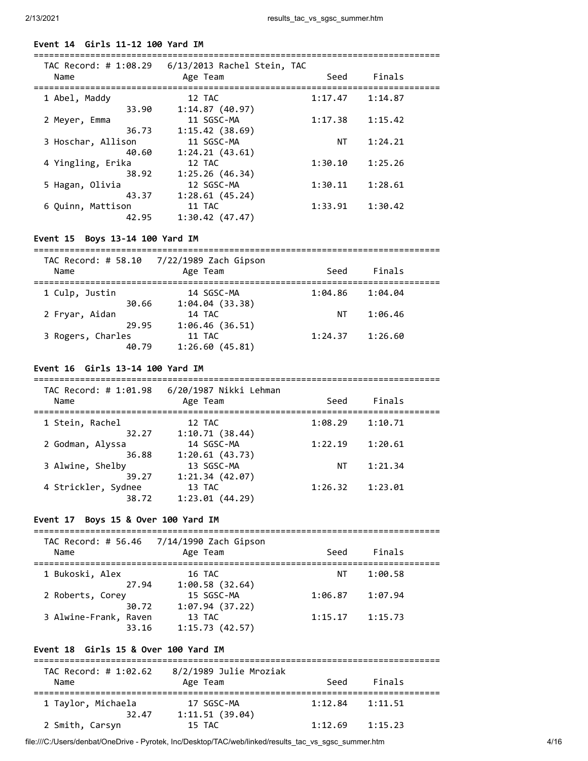**Event 14 Girls 11-12 100 Yard IM**

TAC Record: # 1:08.29 6/13/2013 Rachel Stein, TAC

| Name | Age | Team | Seed | Finals |
|---|---|---|---|---|
| 1 Abel, Maddy | 12 | TAC | 1:17.47 | 1:14.87 |
| 33.90 | | 1:14.87 (40.97) | | |
| 2 Meyer, Emma | 11 | SGSC-MA | 1:17.38 | 1:15.42 |
| 36.73 | | 1:15.42 (38.69) | | |
| 3 Hoschar, Allison | 11 | SGSC-MA | NT | 1:24.21 |
| 40.60 | | 1:24.21 (43.61) | | |
| 4 Yingling, Erika | 12 | TAC | 1:30.10 | 1:25.26 |
| 38.92 | | 1:25.26 (46.34) | | |
| 5 Hagan, Olivia | 12 | SGSC-MA | 1:30.11 | 1:28.61 |
| 43.37 | | 1:28.61 (45.24) | | |
| 6 Quinn, Mattison | 11 | TAC | 1:33.91 | 1:30.42 |
| 42.95 | | 1:30.42 (47.47) | | |

**Event 15 Boys 13-14 100 Yard IM**

TAC Record: # 58.10 7/22/1989 Zach Gipson

| Name | Age | Team | Seed | Finals |
|---|---|---|---|---|
| 1 Culp, Justin | 14 | SGSC-MA | 1:04.86 | 1:04.04 |
| 30.66 | | 1:04.04 (33.38) | | |
| 2 Fryar, Aidan | 14 | TAC | NT | 1:06.46 |
| 29.95 | | 1:06.46 (36.51) | | |
| 3 Rogers, Charles | 11 | TAC | 1:24.37 | 1:26.60 |
| 40.79 | | 1:26.60 (45.81) | | |

**Event 16 Girls 13-14 100 Yard IM**

TAC Record: # 1:01.98 6/20/1987 Nikki Lehman

| Name | Age | Team | Seed | Finals |
|---|---|---|---|---|
| 1 Stein, Rachel | 12 | TAC | 1:08.29 | 1:10.71 |
| 32.27 | | 1:10.71 (38.44) | | |
| 2 Godman, Alyssa | 14 | SGSC-MA | 1:22.19 | 1:20.61 |
| 36.88 | | 1:20.61 (43.73) | | |
| 3 Alwine, Shelby | 13 | SGSC-MA | NT | 1:21.34 |
| 39.27 | | 1:21.34 (42.07) | | |
| 4 Strickler, Sydnee | 13 | TAC | 1:26.32 | 1:23.01 |
| 38.72 | | 1:23.01 (44.29) | | |

**Event 17 Boys 15 & Over 100 Yard IM**

TAC Record: # 56.46 7/14/1990 Zach Gipson

| Name | Age | Team | Seed | Finals |
|---|---|---|---|---|
| 1 Bukoski, Alex | 16 | TAC | NT | 1:00.58 |
| 27.94 | | 1:00.58 (32.64) | | |
| 2 Roberts, Corey | 15 | SGSC-MA | 1:06.87 | 1:07.94 |
| 30.72 | | 1:07.94 (37.22) | | |
| 3 Alwine-Frank, Raven | 13 | TAC | 1:15.17 | 1:15.73 |
| 33.16 | | 1:15.73 (42.57) | | |

**Event 18 Girls 15 & Over 100 Yard IM**

TAC Record: # 1:02.62 8/2/1989 Julie Mroziak

| Name | Age | Team | Seed | Finals |
|---|---|---|---|---|
| 1 Taylor, Michaela | 17 | SGSC-MA | 1:12.84 | 1:11.51 |
| 32.47 | | 1:11.51 (39.04) | | |
| 2 Smith, Carsyn | 15 | TAC | 1:12.69 | 1:15.23 |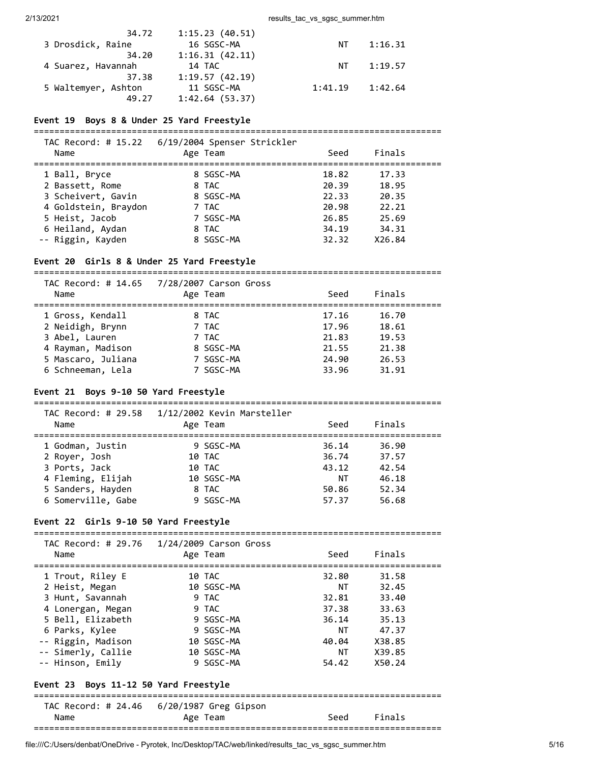| Name | Age | Team | Seed | Finals |
|---|---|---|---|---|
| 34.72 | | 1:15.23 (40.51) | | |
| 3 Drosdick, Raine | 16 | SGSC-MA | NT | 1:16.31 |
| 34.20 | | 1:16.31 (42.11) | | |
| 4 Suarez, Havannah | 14 | TAC | NT | 1:19.57 |
| 37.38 | | 1:19.57 (42.19) | | |
| 5 Waltemyer, Ashton | 11 | SGSC-MA | 1:41.19 | 1:42.64 |
| 49.27 | | 1:42.64 (53.37) | | |

### Event 19 Boys 8 & Under 25 Yard Freestyle

TAC Record: # 15.22 6/19/2004 Spenser Strickler

| Name | Age | Team | Seed | Finals |
|---|---|---|---|---|
| 1 Ball, Bryce | 8 | SGSC-MA | 18.82 | 17.33 |
| 2 Bassett, Rome | 8 | TAC | 20.39 | 18.95 |
| 3 Scheivert, Gavin | 8 | SGSC-MA | 22.33 | 20.35 |
| 4 Goldstein, Braydon | 7 | TAC | 20.98 | 22.21 |
| 5 Heist, Jacob | 7 | SGSC-MA | 26.85 | 25.69 |
| 6 Heiland, Aydan | 8 | TAC | 34.19 | 34.31 |
| -- Riggin, Kayden | 8 | SGSC-MA | 32.32 | X26.84 |

### Event 20 Girls 8 & Under 25 Yard Freestyle

TAC Record: # 14.65 7/28/2007 Carson Gross

| Name | Age | Team | Seed | Finals |
|---|---|---|---|---|
| 1 Gross, Kendall | 8 | TAC | 17.16 | 16.70 |
| 2 Neidigh, Brynn | 7 | TAC | 17.96 | 18.61 |
| 3 Abel, Lauren | 7 | TAC | 21.83 | 19.53 |
| 4 Rayman, Madison | 8 | SGSC-MA | 21.55 | 21.38 |
| 5 Mascaro, Juliana | 7 | SGSC-MA | 24.90 | 26.53 |
| 6 Schneeman, Lela | 7 | SGSC-MA | 33.96 | 31.91 |

### Event 21 Boys 9-10 50 Yard Freestyle

TAC Record: # 29.58 1/12/2002 Kevin Marsteller

| Name | Age | Team | Seed | Finals |
|---|---|---|---|---|
| 1 Godman, Justin | 9 | SGSC-MA | 36.14 | 36.90 |
| 2 Royer, Josh | 10 | TAC | 36.74 | 37.57 |
| 3 Ports, Jack | 10 | TAC | 43.12 | 42.54 |
| 4 Fleming, Elijah | 10 | SGSC-MA | NT | 46.18 |
| 5 Sanders, Hayden | 8 | TAC | 50.86 | 52.34 |
| 6 Somerville, Gabe | 9 | SGSC-MA | 57.37 | 56.68 |

### Event 22 Girls 9-10 50 Yard Freestyle

TAC Record: # 29.76 1/24/2009 Carson Gross

| Name | Age | Team | Seed | Finals |
|---|---|---|---|---|
| 1 Trout, Riley E | 10 | TAC | 32.80 | 31.58 |
| 2 Heist, Megan | 10 | SGSC-MA | NT | 32.45 |
| 3 Hunt, Savannah | 9 | TAC | 32.81 | 33.40 |
| 4 Lonergan, Megan | 9 | TAC | 37.38 | 33.63 |
| 5 Bell, Elizabeth | 9 | SGSC-MA | 36.14 | 35.13 |
| 6 Parks, Kylee | 9 | SGSC-MA | NT | 47.37 |
| -- Riggin, Madison | 10 | SGSC-MA | 40.04 | X38.85 |
| -- Simerly, Callie | 10 | SGSC-MA | NT | X39.85 |
| -- Hinson, Emily | 9 | SGSC-MA | 54.42 | X50.24 |

### Event 23 Boys 11-12 50 Yard Freestyle

TAC Record: # 24.46 6/20/1987 Greg Gipson

| Name | Age | Team | Seed | Finals |
|---|---|---|---|---|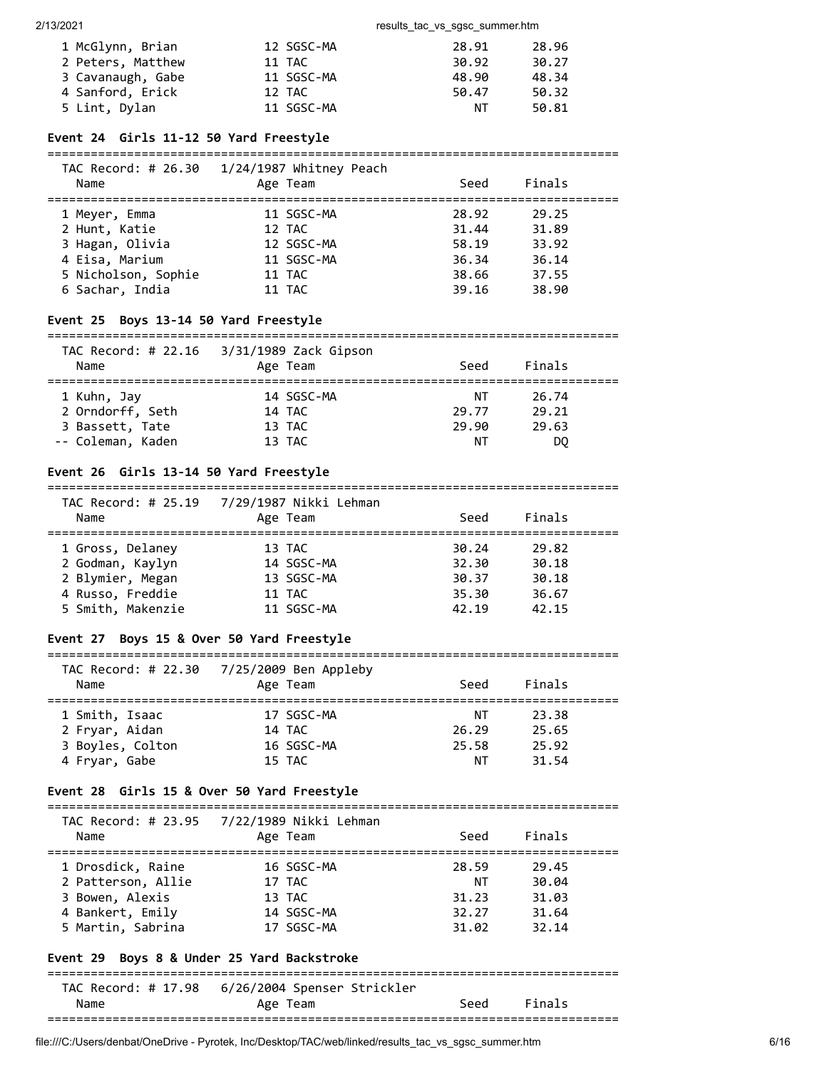| Place | Name | Age | Team | Seed | Finals |
|---|---|---|---|---|---|
| 1 | McGlynn, Brian | 12 | SGSC-MA | 28.91 | 28.96 |
| 2 | Peters, Matthew | 11 | TAC | 30.92 | 30.27 |
| 3 | Cavanaugh, Gabe | 11 | SGSC-MA | 48.90 | 48.34 |
| 4 | Sanford, Erick | 12 | TAC | 50.47 | 50.32 |
| 5 | Lint, Dylan | 11 | SGSC-MA | NT | 50.81 |

**Event 24 Girls 11-12 50 Yard Freestyle**

TAC Record: # 26.30 1/24/1987 Whitney Peach

| Place | Name | Age | Team | Seed | Finals |
|---|---|---|---|---|---|
| 1 | Meyer, Emma | 11 | SGSC-MA | 28.92 | 29.25 |
| 2 | Hunt, Katie | 12 | TAC | 31.44 | 31.89 |
| 3 | Hagan, Olivia | 12 | SGSC-MA | 58.19 | 33.92 |
| 4 | Eisa, Marium | 11 | SGSC-MA | 36.34 | 36.14 |
| 5 | Nicholson, Sophie | 11 | TAC | 38.66 | 37.55 |
| 6 | Sachar, India | 11 | TAC | 39.16 | 38.90 |

**Event 25 Boys 13-14 50 Yard Freestyle**

TAC Record: # 22.16 3/31/1989 Zack Gipson

| Place | Name | Age | Team | Seed | Finals |
|---|---|---|---|---|---|
| 1 | Kuhn, Jay | 14 | SGSC-MA | NT | 26.74 |
| 2 | Orndorff, Seth | 14 | TAC | 29.77 | 29.21 |
| 3 | Bassett, Tate | 13 | TAC | 29.90 | 29.63 |
| -- | Coleman, Kaden | 13 | TAC | NT | DQ |

**Event 26 Girls 13-14 50 Yard Freestyle**

TAC Record: # 25.19 7/29/1987 Nikki Lehman

| Place | Name | Age | Team | Seed | Finals |
|---|---|---|---|---|---|
| 1 | Gross, Delaney | 13 | TAC | 30.24 | 29.82 |
| 2 | Godman, Kaylyn | 14 | SGSC-MA | 32.30 | 30.18 |
| 2 | Blymier, Megan | 13 | SGSC-MA | 30.37 | 30.18 |
| 4 | Russo, Freddie | 11 | TAC | 35.30 | 36.67 |
| 5 | Smith, Makenzie | 11 | SGSC-MA | 42.19 | 42.15 |

**Event 27 Boys 15 & Over 50 Yard Freestyle**

TAC Record: # 22.30 7/25/2009 Ben Appleby

| Place | Name | Age | Team | Seed | Finals |
|---|---|---|---|---|---|
| 1 | Smith, Isaac | 17 | SGSC-MA | NT | 23.38 |
| 2 | Fryar, Aidan | 14 | TAC | 26.29 | 25.65 |
| 3 | Boyles, Colton | 16 | SGSC-MA | 25.58 | 25.92 |
| 4 | Fryar, Gabe | 15 | TAC | NT | 31.54 |

**Event 28 Girls 15 & Over 50 Yard Freestyle**

TAC Record: # 23.95 7/22/1989 Nikki Lehman

| Place | Name | Age | Team | Seed | Finals |
|---|---|---|---|---|---|
| 1 | Drosdick, Raine | 16 | SGSC-MA | 28.59 | 29.45 |
| 2 | Patterson, Allie | 17 | TAC | NT | 30.04 |
| 3 | Bowen, Alexis | 13 | TAC | 31.23 | 31.03 |
| 4 | Bankert, Emily | 14 | SGSC-MA | 32.27 | 31.64 |
| 5 | Martin, Sabrina | 17 | SGSC-MA | 31.02 | 32.14 |

**Event 29 Boys 8 & Under 25 Yard Backstroke**

TAC Record: # 17.98 6/26/2004 Spenser Strickler

| Place | Name | Age | Team | Seed | Finals |
|---|---|---|---|---|---|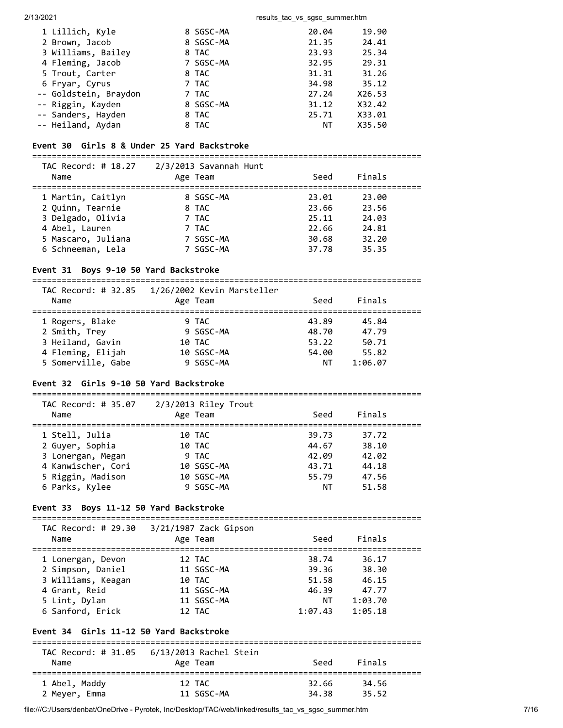| | Name | Age | Team | Seed | Finals |
|---|---|---|---|---|---|
| 1 | Lillich, Kyle | 8 | SGSC-MA | 20.04 | 19.90 |
| 2 | Brown, Jacob | 8 | SGSC-MA | 21.35 | 24.41 |
| 3 | Williams, Bailey | 8 | TAC | 23.93 | 25.34 |
| 4 | Fleming, Jacob | 7 | SGSC-MA | 32.95 | 29.31 |
| 5 | Trout, Carter | 8 | TAC | 31.31 | 31.26 |
| 6 | Fryar, Cyrus | 7 | TAC | 34.98 | 35.12 |
| -- | Goldstein, Braydon | 7 | TAC | 27.24 | X26.53 |
| -- | Riggin, Kayden | 8 | SGSC-MA | 31.12 | X32.42 |
| -- | Sanders, Hayden | 8 | TAC | 25.71 | X33.01 |
| -- | Heiland, Aydan | 8 | TAC | NT | X35.50 |

### Event 30 Girls 8 & Under 25 Yard Backstroke

TAC Record: # 18.27 2/3/2013 Savannah Hunt

| | Name | Age | Team | Seed | Finals |
|---|---|---|---|---|---|
| 1 | Martin, Caitlyn | 8 | SGSC-MA | 23.01 | 23.00 |
| 2 | Quinn, Tearnie | 8 | TAC | 23.66 | 23.56 |
| 3 | Delgado, Olivia | 7 | TAC | 25.11 | 24.03 |
| 4 | Abel, Lauren | 7 | TAC | 22.66 | 24.81 |
| 5 | Mascaro, Juliana | 7 | SGSC-MA | 30.68 | 32.20 |
| 6 | Schneeman, Lela | 7 | SGSC-MA | 37.78 | 35.35 |

### Event 31 Boys 9-10 50 Yard Backstroke

TAC Record: # 32.85 1/26/2002 Kevin Marsteller

| | Name | Age | Team | Seed | Finals |
|---|---|---|---|---|---|
| 1 | Rogers, Blake | 9 | TAC | 43.89 | 45.84 |
| 2 | Smith, Trey | 9 | SGSC-MA | 48.70 | 47.79 |
| 3 | Heiland, Gavin | 10 | TAC | 53.22 | 50.71 |
| 4 | Fleming, Elijah | 10 | SGSC-MA | 54.00 | 55.82 |
| 5 | Somerville, Gabe | 9 | SGSC-MA | NT | 1:06.07 |

### Event 32 Girls 9-10 50 Yard Backstroke

TAC Record: # 35.07 2/3/2013 Riley Trout

| | Name | Age | Team | Seed | Finals |
|---|---|---|---|---|---|
| 1 | Stell, Julia | 10 | TAC | 39.73 | 37.72 |
| 2 | Guyer, Sophia | 10 | TAC | 44.67 | 38.10 |
| 3 | Lonergan, Megan | 9 | TAC | 42.09 | 42.02 |
| 4 | Kanwischer, Cori | 10 | SGSC-MA | 43.71 | 44.18 |
| 5 | Riggin, Madison | 10 | SGSC-MA | 55.79 | 47.56 |
| 6 | Parks, Kylee | 9 | SGSC-MA | NT | 51.58 |

### Event 33 Boys 11-12 50 Yard Backstroke

TAC Record: # 29.30 3/21/1987 Zack Gipson

| | Name | Age | Team | Seed | Finals |
|---|---|---|---|---|---|
| 1 | Lonergan, Devon | 12 | TAC | 38.74 | 36.17 |
| 2 | Simpson, Daniel | 11 | SGSC-MA | 39.36 | 38.30 |
| 3 | Williams, Keagan | 10 | TAC | 51.58 | 46.15 |
| 4 | Grant, Reid | 11 | SGSC-MA | 46.39 | 47.77 |
| 5 | Lint, Dylan | 11 | SGSC-MA | NT | 1:03.70 |
| 6 | Sanford, Erick | 12 | TAC | 1:07.43 | 1:05.18 |

### Event 34 Girls 11-12 50 Yard Backstroke

TAC Record: # 31.05 6/13/2013 Rachel Stein

| | Name | Age | Team | Seed | Finals |
|---|---|---|---|---|---|
| 1 | Abel, Maddy | 12 | TAC | 32.66 | 34.56 |
| 2 | Meyer, Emma | 11 | SGSC-MA | 34.38 | 35.52 |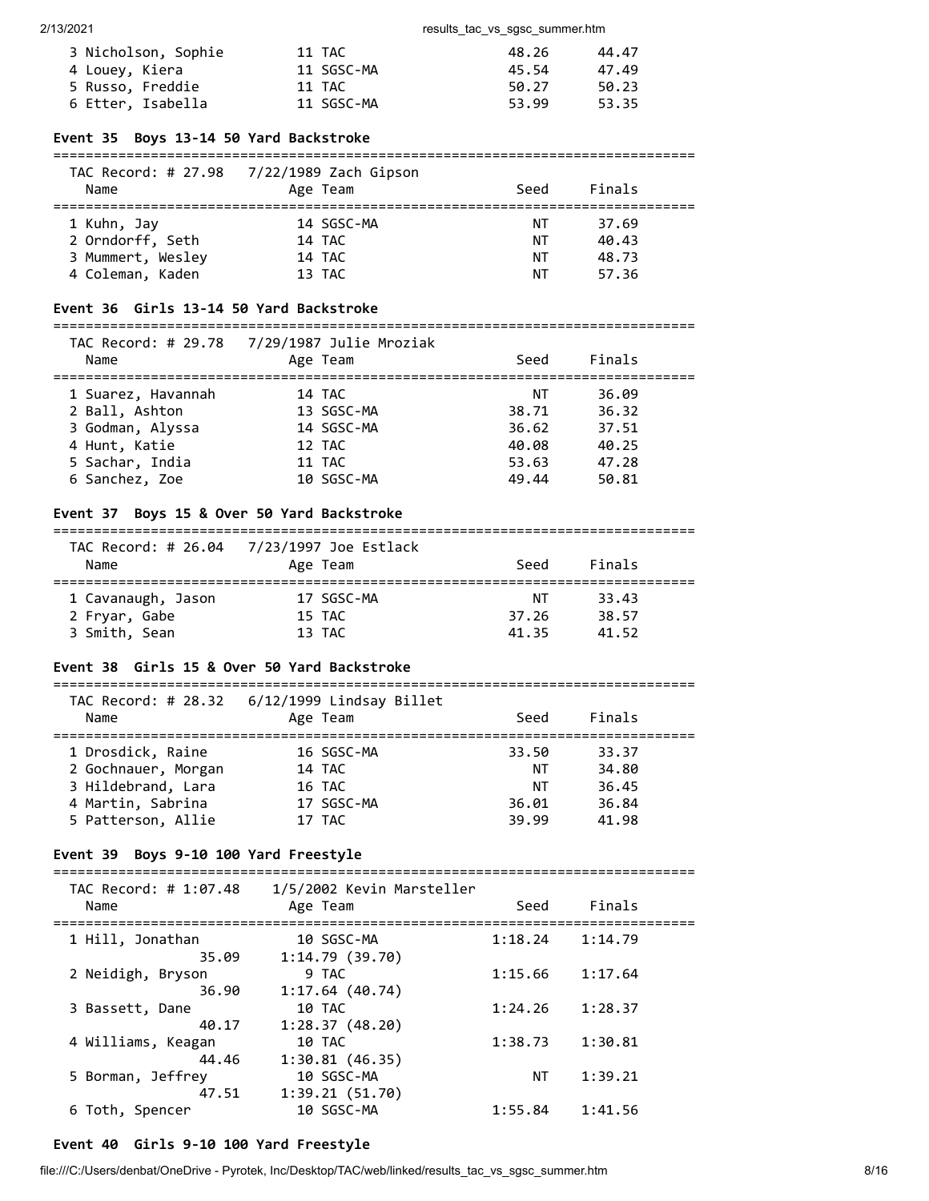| Name | Age | Team | Seed | Finals |
|---|---|---|---|---|
| 3 Nicholson, Sophie | 11 | TAC | 48.26 | 44.47 |
| 4 Louey, Kiera | 11 | SGSC-MA | 45.54 | 47.49 |
| 5 Russo, Freddie | 11 | TAC | 50.27 | 50.23 |
| 6 Etter, Isabella | 11 | SGSC-MA | 53.99 | 53.35 |

**Event 35 Boys 13-14 50 Yard Backstroke**

TAC Record: # 27.98 7/22/1989 Zach Gipson

| Name | Age | Team | Seed | Finals |
|---|---|---|---|---|
| 1 Kuhn, Jay | 14 | SGSC-MA | NT | 37.69 |
| 2 Orndorff, Seth | 14 | TAC | NT | 40.43 |
| 3 Mummert, Wesley | 14 | TAC | NT | 48.73 |
| 4 Coleman, Kaden | 13 | TAC | NT | 57.36 |

**Event 36 Girls 13-14 50 Yard Backstroke**

TAC Record: # 29.78 7/29/1987 Julie Mroziak

| Name | Age | Team | Seed | Finals |
|---|---|---|---|---|
| 1 Suarez, Havannah | 14 | TAC | NT | 36.09 |
| 2 Ball, Ashton | 13 | SGSC-MA | 38.71 | 36.32 |
| 3 Godman, Alyssa | 14 | SGSC-MA | 36.62 | 37.51 |
| 4 Hunt, Katie | 12 | TAC | 40.08 | 40.25 |
| 5 Sachar, India | 11 | TAC | 53.63 | 47.28 |
| 6 Sanchez, Zoe | 10 | SGSC-MA | 49.44 | 50.81 |

**Event 37 Boys 15 & Over 50 Yard Backstroke**

TAC Record: # 26.04 7/23/1997 Joe Estlack

| Name | Age | Team | Seed | Finals |
|---|---|---|---|---|
| 1 Cavanaugh, Jason | 17 | SGSC-MA | NT | 33.43 |
| 2 Fryar, Gabe | 15 | TAC | 37.26 | 38.57 |
| 3 Smith, Sean | 13 | TAC | 41.35 | 41.52 |

**Event 38 Girls 15 & Over 50 Yard Backstroke**

TAC Record: # 28.32 6/12/1999 Lindsay Billet

| Name | Age | Team | Seed | Finals |
|---|---|---|---|---|
| 1 Drosdick, Raine | 16 | SGSC-MA | 33.50 | 33.37 |
| 2 Gochnauer, Morgan | 14 | TAC | NT | 34.80 |
| 3 Hildebrand, Lara | 16 | TAC | NT | 36.45 |
| 4 Martin, Sabrina | 17 | SGSC-MA | 36.01 | 36.84 |
| 5 Patterson, Allie | 17 | TAC | 39.99 | 41.98 |

**Event 39 Boys 9-10 100 Yard Freestyle**

TAC Record: # 1:07.48 1/5/2002 Kevin Marsteller

| Name | Age | Team | Seed | Finals |
|---|---|---|---|---|
| 1 Hill, Jonathan | 10 | SGSC-MA | 1:18.24 | 1:14.79 |
| 35.09 | | 1:14.79 (39.70) | | |
| 2 Neidigh, Bryson | 9 | TAC | 1:15.66 | 1:17.64 |
| 36.90 | | 1:17.64 (40.74) | | |
| 3 Bassett, Dane | 10 | TAC | 1:24.26 | 1:28.37 |
| 40.17 | | 1:28.37 (48.20) | | |
| 4 Williams, Keagan | 10 | TAC | 1:38.73 | 1:30.81 |
| 44.46 | | 1:30.81 (46.35) | | |
| 5 Borman, Jeffrey | 10 | SGSC-MA | NT | 1:39.21 |
| 47.51 | | 1:39.21 (51.70) | | |
| 6 Toth, Spencer | 10 | SGSC-MA | 1:55.84 | 1:41.56 |

**Event 40 Girls 9-10 100 Yard Freestyle**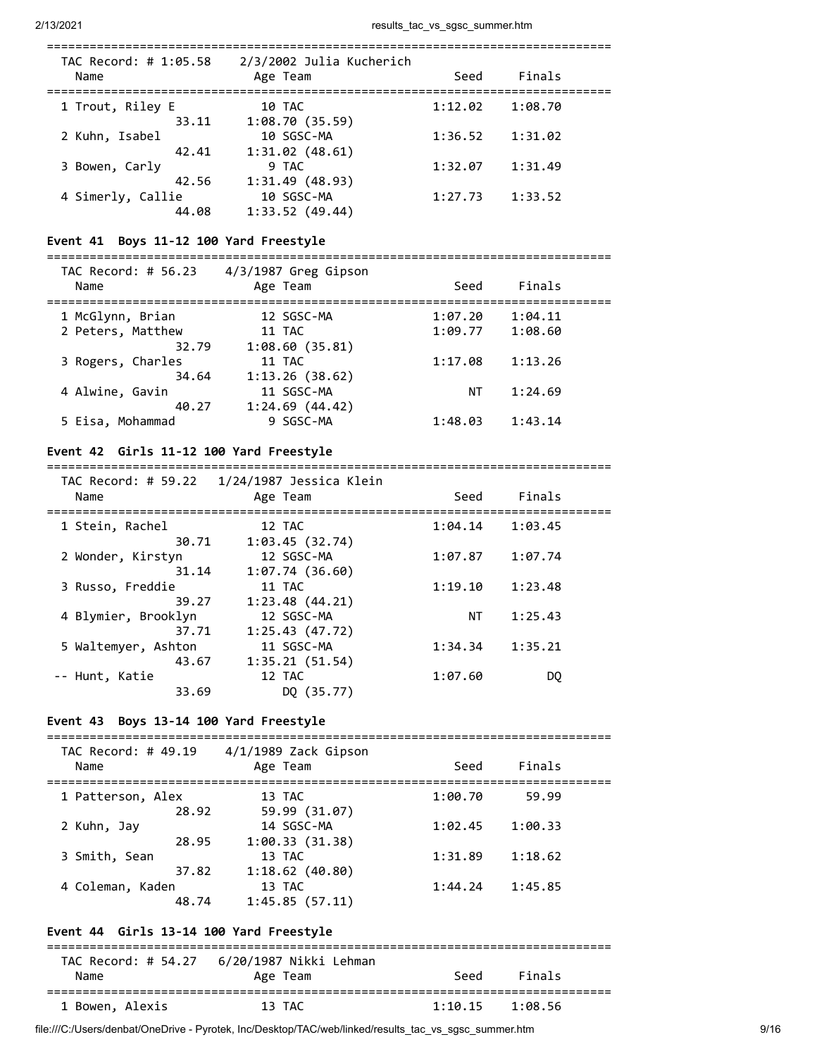| TAC Record: # 1:05.58 2/3/2002 Julia Kucherich | | | | |
|---|---|---|---|---|
| Name | Age | Team | Seed | Finals |
| 1 Trout, Riley E | 10 | TAC | 1:12.02 | 1:08.70 |
| 33.11 | | 1:08.70 (35.59) | | |
| 2 Kuhn, Isabel | 10 | SGSC-MA | 1:36.52 | 1:31.02 |
| 42.41 | | 1:31.02 (48.61) | | |
| 3 Bowen, Carly | 9 | TAC | 1:32.07 | 1:31.49 |
| 42.56 | | 1:31.49 (48.93) | | |
| 4 Simerly, Callie | 10 | SGSC-MA | 1:27.73 | 1:33.52 |
| 44.08 | | 1:33.52 (49.44) | | |

**Event 41 Boys 11-12 100 Yard Freestyle**

| TAC Record: # 56.23 4/3/1987 Greg Gipson | | | | |
|---|---|---|---|---|
| Name | Age | Team | Seed | Finals |
| 1 McGlynn, Brian | 12 | SGSC-MA | 1:07.20 | 1:04.11 |
| 2 Peters, Matthew | 11 | TAC | 1:09.77 | 1:08.60 |
| 32.79 | | 1:08.60 (35.81) | | |
| 3 Rogers, Charles | 11 | TAC | 1:17.08 | 1:13.26 |
| 34.64 | | 1:13.26 (38.62) | | |
| 4 Alwine, Gavin | 11 | SGSC-MA | NT | 1:24.69 |
| 40.27 | | 1:24.69 (44.42) | | |
| 5 Eisa, Mohammad | 9 | SGSC-MA | 1:48.03 | 1:43.14 |

**Event 42 Girls 11-12 100 Yard Freestyle**

| TAC Record: # 59.22 1/24/1987 Jessica Klein | | | | |
|---|---|---|---|---|
| Name | Age | Team | Seed | Finals |
| 1 Stein, Rachel | 12 | TAC | 1:04.14 | 1:03.45 |
| 30.71 | | 1:03.45 (32.74) | | |
| 2 Wonder, Kirstyn | 12 | SGSC-MA | 1:07.87 | 1:07.74 |
| 31.14 | | 1:07.74 (36.60) | | |
| 3 Russo, Freddie | 11 | TAC | 1:19.10 | 1:23.48 |
| 39.27 | | 1:23.48 (44.21) | | |
| 4 Blymier, Brooklyn | 12 | SGSC-MA | NT | 1:25.43 |
| 37.71 | | 1:25.43 (47.72) | | |
| 5 Waltemyer, Ashton | 11 | SGSC-MA | 1:34.34 | 1:35.21 |
| 43.67 | | 1:35.21 (51.54) | | |
| -- Hunt, Katie | 12 | TAC | 1:07.60 | DQ |
| 33.69 | | DQ (35.77) | | |

**Event 43 Boys 13-14 100 Yard Freestyle**

| TAC Record: # 49.19 4/1/1989 Zack Gipson | | | | |
|---|---|---|---|---|
| Name | Age | Team | Seed | Finals |
| 1 Patterson, Alex | 13 | TAC | 1:00.70 | 59.99 |
| 28.92 | | 59.99 (31.07) | | |
| 2 Kuhn, Jay | 14 | SGSC-MA | 1:02.45 | 1:00.33 |
| 28.95 | | 1:00.33 (31.38) | | |
| 3 Smith, Sean | 13 | TAC | 1:31.89 | 1:18.62 |
| 37.82 | | 1:18.62 (40.80) | | |
| 4 Coleman, Kaden | 13 | TAC | 1:44.24 | 1:45.85 |
| 48.74 | | 1:45.85 (57.11) | | |

**Event 44 Girls 13-14 100 Yard Freestyle**

| TAC Record: # 54.27 6/20/1987 Nikki Lehman | | | | |
|---|---|---|---|---|
| Name | Age | Team | Seed | Finals |
| 1 Bowen, Alexis | 13 | TAC | 1:10.15 | 1:08.56 |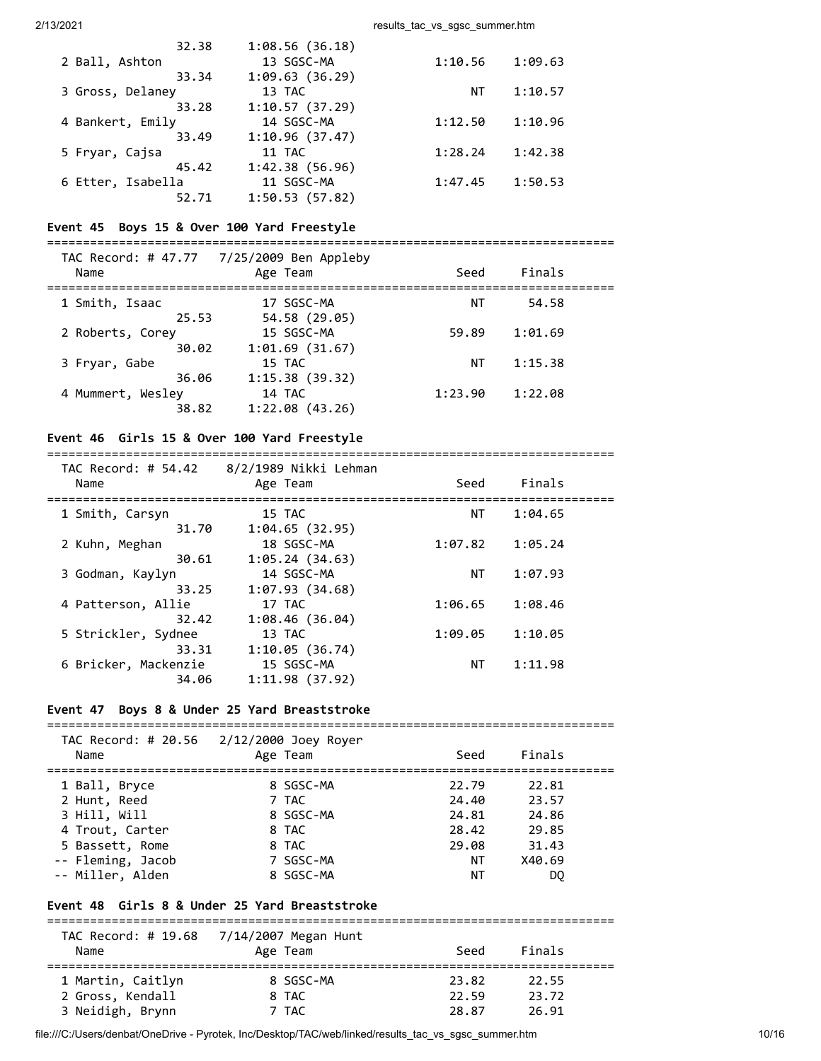| Name | Age | Team | Seed | Finals |
|---|---|---|---|---|
| 32.38 1:08.56 (36.18) | | | | |
| 2 Ball, Ashton | 13 | SGSC-MA | 1:10.56 | 1:09.63 |
| 33.34 1:09.63 (36.29) | | | | |
| 3 Gross, Delaney | 13 | TAC | NT | 1:10.57 |
| 33.28 1:10.57 (37.29) | | | | |
| 4 Bankert, Emily | 14 | SGSC-MA | 1:12.50 | 1:10.96 |
| 33.49 1:10.96 (37.47) | | | | |
| 5 Fryar, Cajsa | 11 | TAC | 1:28.24 | 1:42.38 |
| 45.42 1:42.38 (56.96) | | | | |
| 6 Etter, Isabella | 11 | SGSC-MA | 1:47.45 | 1:50.53 |
| 52.71 1:50.53 (57.82) | | | | |

### Event 45 Boys 15 & Over 100 Yard Freestyle

TAC Record: # 47.77 7/25/2009 Ben Appleby

| Name | Age | Team | Seed | Finals |
|---|---|---|---|---|
| 1 Smith, Isaac | 17 | SGSC-MA | NT | 54.58 |
| 25.53 54.58 (29.05) | | | | |
| 2 Roberts, Corey | 15 | SGSC-MA | 59.89 | 1:01.69 |
| 30.02 1:01.69 (31.67) | | | | |
| 3 Fryar, Gabe | 15 | TAC | NT | 1:15.38 |
| 36.06 1:15.38 (39.32) | | | | |
| 4 Mummert, Wesley | 14 | TAC | 1:23.90 | 1:22.08 |
| 38.82 1:22.08 (43.26) | | | | |

### Event 46 Girls 15 & Over 100 Yard Freestyle

TAC Record: # 54.42 8/2/1989 Nikki Lehman

| Name | Age | Team | Seed | Finals |
|---|---|---|---|---|
| 1 Smith, Carsyn | 15 | TAC | NT | 1:04.65 |
| 31.70 1:04.65 (32.95) | | | | |
| 2 Kuhn, Meghan | 18 | SGSC-MA | 1:07.82 | 1:05.24 |
| 30.61 1:05.24 (34.63) | | | | |
| 3 Godman, Kaylyn | 14 | SGSC-MA | NT | 1:07.93 |
| 33.25 1:07.93 (34.68) | | | | |
| 4 Patterson, Allie | 17 | TAC | 1:06.65 | 1:08.46 |
| 32.42 1:08.46 (36.04) | | | | |
| 5 Strickler, Sydnee | 13 | TAC | 1:09.05 | 1:10.05 |
| 33.31 1:10.05 (36.74) | | | | |
| 6 Bricker, Mackenzie | 15 | SGSC-MA | NT | 1:11.98 |
| 34.06 1:11.98 (37.92) | | | | |

### Event 47 Boys 8 & Under 25 Yard Breaststroke

TAC Record: # 20.56 2/12/2000 Joey Royer

| Name | Age | Team | Seed | Finals |
|---|---|---|---|---|
| 1 Ball, Bryce | 8 | SGSC-MA | 22.79 | 22.81 |
| 2 Hunt, Reed | 7 | TAC | 24.40 | 23.57 |
| 3 Hill, Will | 8 | SGSC-MA | 24.81 | 24.86 |
| 4 Trout, Carter | 8 | TAC | 28.42 | 29.85 |
| 5 Bassett, Rome | 8 | TAC | 29.08 | 31.43 |
| -- Fleming, Jacob | 7 | SGSC-MA | NT | X40.69 |
| -- Miller, Alden | 8 | SGSC-MA | NT | DQ |

### Event 48 Girls 8 & Under 25 Yard Breaststroke

TAC Record: # 19.68 7/14/2007 Megan Hunt

| Name | Age | Team | Seed | Finals |
|---|---|---|---|---|
| 1 Martin, Caitlyn | 8 | SGSC-MA | 23.82 | 22.55 |
| 2 Gross, Kendall | 8 | TAC | 22.59 | 23.72 |
| 3 Neidigh, Brynn | 7 | TAC | 28.87 | 26.91 |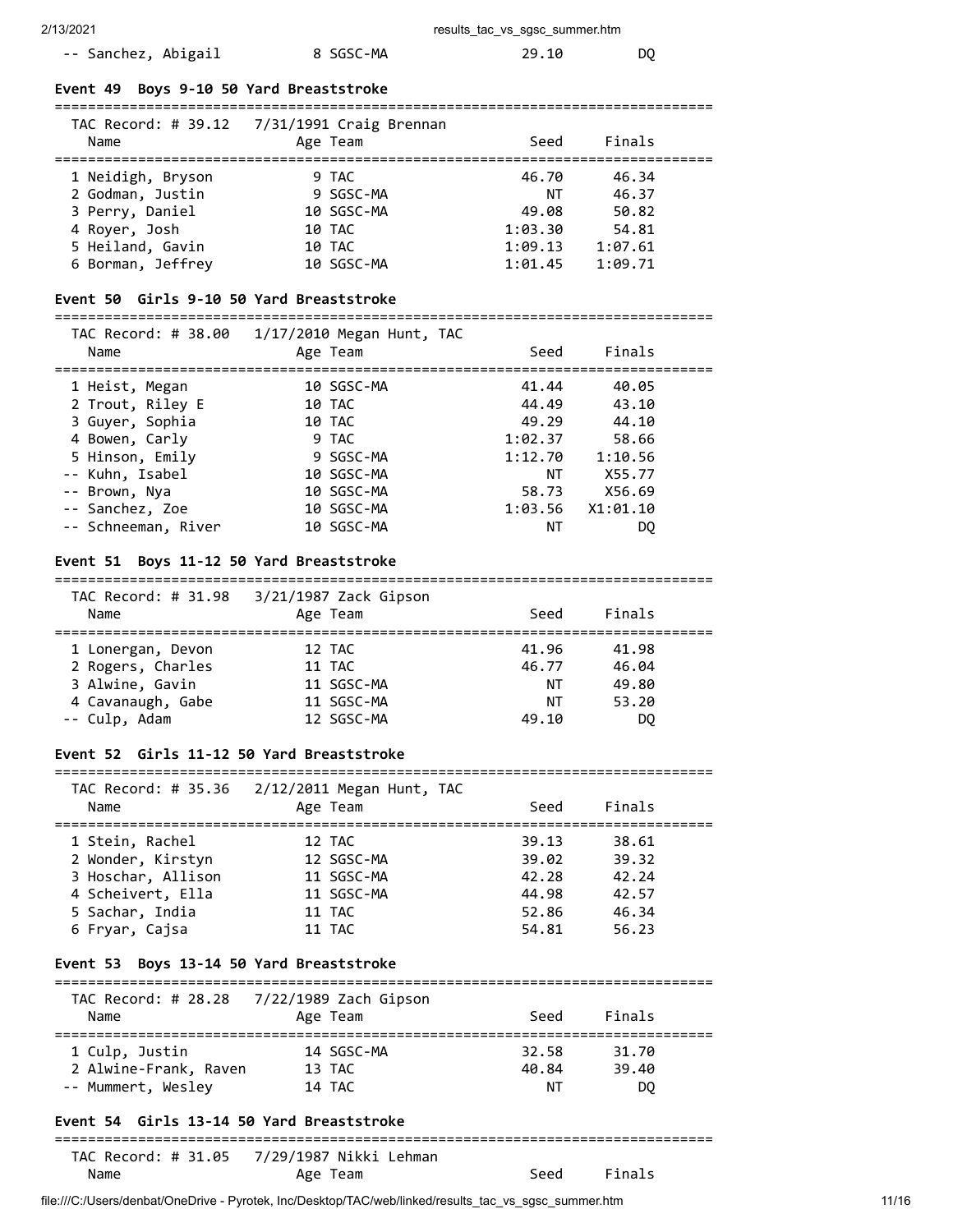| | Name | Age | Team | Seed | Finals |
|---|---|---|---|---|---|
| -- | Sanchez, Abigail | 8 | SGSC-MA | 29.10 | DQ |

### Event 49 Boys 9-10 50 Yard Breaststroke

TAC Record: # 39.12 7/31/1991 Craig Brennan

| | Name | Age | Team | Seed | Finals |
|---|---|---|---|---|---|
| 1 | Neidigh, Bryson | 9 | TAC | 46.70 | 46.34 |
| 2 | Godman, Justin | 9 | SGSC-MA | NT | 46.37 |
| 3 | Perry, Daniel | 10 | SGSC-MA | 49.08 | 50.82 |
| 4 | Royer, Josh | 10 | TAC | 1:03.30 | 54.81 |
| 5 | Heiland, Gavin | 10 | TAC | 1:09.13 | 1:07.61 |
| 6 | Borman, Jeffrey | 10 | SGSC-MA | 1:01.45 | 1:09.71 |

### Event 50 Girls 9-10 50 Yard Breaststroke

TAC Record: # 38.00 1/17/2010 Megan Hunt, TAC

| | Name | Age | Team | Seed | Finals |
|---|---|---|---|---|---|
| 1 | Heist, Megan | 10 | SGSC-MA | 41.44 | 40.05 |
| 2 | Trout, Riley E | 10 | TAC | 44.49 | 43.10 |
| 3 | Guyer, Sophia | 10 | TAC | 49.29 | 44.10 |
| 4 | Bowen, Carly | 9 | TAC | 1:02.37 | 58.66 |
| 5 | Hinson, Emily | 9 | SGSC-MA | 1:12.70 | 1:10.56 |
| -- | Kuhn, Isabel | 10 | SGSC-MA | NT | X55.77 |
| -- | Brown, Nya | 10 | SGSC-MA | 58.73 | X56.69 |
| -- | Sanchez, Zoe | 10 | SGSC-MA | 1:03.56 | X1:01.10 |
| -- | Schneeman, River | 10 | SGSC-MA | NT | DQ |

### Event 51 Boys 11-12 50 Yard Breaststroke

TAC Record: # 31.98 3/21/1987 Zack Gipson

| | Name | Age | Team | Seed | Finals |
|---|---|---|---|---|---|
| 1 | Lonergan, Devon | 12 | TAC | 41.96 | 41.98 |
| 2 | Rogers, Charles | 11 | TAC | 46.77 | 46.04 |
| 3 | Alwine, Gavin | 11 | SGSC-MA | NT | 49.80 |
| 4 | Cavanaugh, Gabe | 11 | SGSC-MA | NT | 53.20 |
| -- | Culp, Adam | 12 | SGSC-MA | 49.10 | DQ |

### Event 52 Girls 11-12 50 Yard Breaststroke

TAC Record: # 35.36 2/12/2011 Megan Hunt, TAC

| | Name | Age | Team | Seed | Finals |
|---|---|---|---|---|---|
| 1 | Stein, Rachel | 12 | TAC | 39.13 | 38.61 |
| 2 | Wonder, Kirstyn | 12 | SGSC-MA | 39.02 | 39.32 |
| 3 | Hoschar, Allison | 11 | SGSC-MA | 42.28 | 42.24 |
| 4 | Scheivert, Ella | 11 | SGSC-MA | 44.98 | 42.57 |
| 5 | Sachar, India | 11 | TAC | 52.86 | 46.34 |
| 6 | Fryar, Cajsa | 11 | TAC | 54.81 | 56.23 |

### Event 53 Boys 13-14 50 Yard Breaststroke

TAC Record: # 28.28 7/22/1989 Zach Gipson

| | Name | Age | Team | Seed | Finals |
|---|---|---|---|---|---|
| 1 | Culp, Justin | 14 | SGSC-MA | 32.58 | 31.70 |
| 2 | Alwine-Frank, Raven | 13 | TAC | 40.84 | 39.40 |
| -- | Mummert, Wesley | 14 | TAC | NT | DQ |

### Event 54 Girls 13-14 50 Yard Breaststroke

TAC Record: # 31.05 7/29/1987 Nikki Lehman

| | Name | Age | Team | Seed | Finals |
|---|---|---|---|---|---|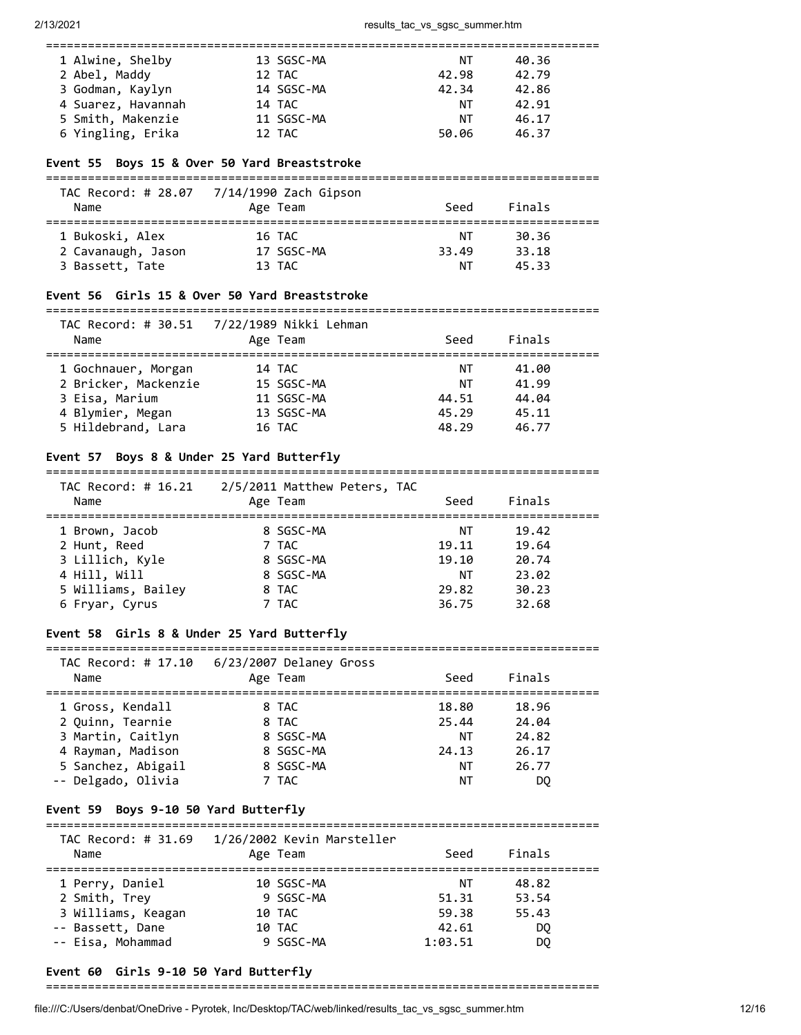| | Name | Age | Team | Seed | Finals |
|---|---|---|---|---|---|
| 1 | Alwine, Shelby | 13 | SGSC-MA | NT | 40.36 |
| 2 | Abel, Maddy | 12 | TAC | 42.98 | 42.79 |
| 3 | Godman, Kaylyn | 14 | SGSC-MA | 42.34 | 42.86 |
| 4 | Suarez, Havannah | 14 | TAC | NT | 42.91 |
| 5 | Smith, Makenzie | 11 | SGSC-MA | NT | 46.17 |
| 6 | Yingling, Erika | 12 | TAC | 50.06 | 46.37 |

### Event 55 Boys 15 & Over 50 Yard Breaststroke

TAC Record: # 28.07 7/14/1990 Zach Gipson

| | Name | Age | Team | Seed | Finals |
|---|---|---|---|---|---|
| 1 | Bukoski, Alex | 16 | TAC | NT | 30.36 |
| 2 | Cavanaugh, Jason | 17 | SGSC-MA | 33.49 | 33.18 |
| 3 | Bassett, Tate | 13 | TAC | NT | 45.33 |

### Event 56 Girls 15 & Over 50 Yard Breaststroke

TAC Record: # 30.51 7/22/1989 Nikki Lehman

| | Name | Age | Team | Seed | Finals |
|---|---|---|---|---|---|
| 1 | Gochnauer, Morgan | 14 | TAC | NT | 41.00 |
| 2 | Bricker, Mackenzie | 15 | SGSC-MA | NT | 41.99 |
| 3 | Eisa, Marium | 11 | SGSC-MA | 44.51 | 44.04 |
| 4 | Blymier, Megan | 13 | SGSC-MA | 45.29 | 45.11 |
| 5 | Hildebrand, Lara | 16 | TAC | 48.29 | 46.77 |

### Event 57 Boys 8 & Under 25 Yard Butterfly

TAC Record: # 16.21 2/5/2011 Matthew Peters, TAC

| | Name | Age | Team | Seed | Finals |
|---|---|---|---|---|---|
| 1 | Brown, Jacob | 8 | SGSC-MA | NT | 19.42 |
| 2 | Hunt, Reed | 7 | TAC | 19.11 | 19.64 |
| 3 | Lillich, Kyle | 8 | SGSC-MA | 19.10 | 20.74 |
| 4 | Hill, Will | 8 | SGSC-MA | NT | 23.02 |
| 5 | Williams, Bailey | 8 | TAC | 29.82 | 30.23 |
| 6 | Fryar, Cyrus | 7 | TAC | 36.75 | 32.68 |

### Event 58 Girls 8 & Under 25 Yard Butterfly

TAC Record: # 17.10 6/23/2007 Delaney Gross

| | Name | Age | Team | Seed | Finals |
|---|---|---|---|---|---|
| 1 | Gross, Kendall | 8 | TAC | 18.80 | 18.96 |
| 2 | Quinn, Tearnie | 8 | TAC | 25.44 | 24.04 |
| 3 | Martin, Caitlyn | 8 | SGSC-MA | NT | 24.82 |
| 4 | Rayman, Madison | 8 | SGSC-MA | 24.13 | 26.17 |
| 5 | Sanchez, Abigail | 8 | SGSC-MA | NT | 26.77 |
| -- | Delgado, Olivia | 7 | TAC | NT | DQ |

### Event 59 Boys 9-10 50 Yard Butterfly

TAC Record: # 31.69 1/26/2002 Kevin Marsteller

| | Name | Age | Team | Seed | Finals |
|---|---|---|---|---|---|
| 1 | Perry, Daniel | 10 | SGSC-MA | NT | 48.82 |
| 2 | Smith, Trey | 9 | SGSC-MA | 51.31 | 53.54 |
| 3 | Williams, Keagan | 10 | TAC | 59.38 | 55.43 |
| -- | Bassett, Dane | 10 | TAC | 42.61 | DQ |
| -- | Eisa, Mohammad | 9 | SGSC-MA | 1:03.51 | DQ |

### Event 60 Girls 9-10 50 Yard Butterfly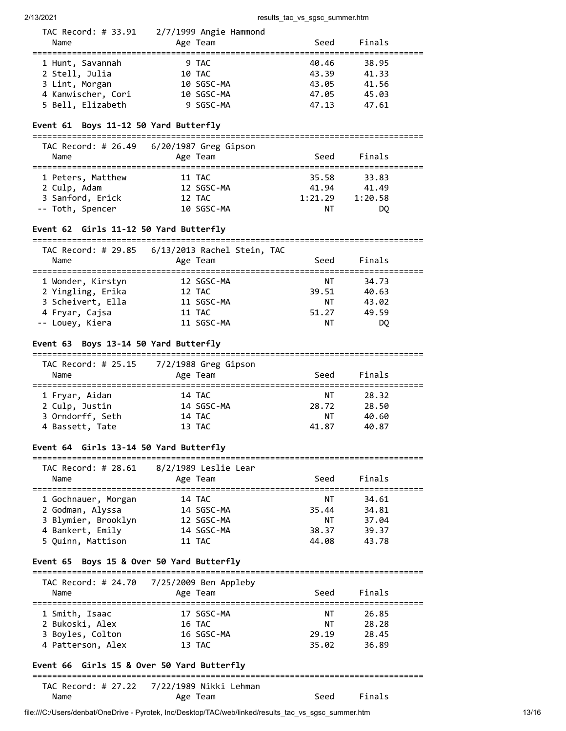TAC Record: # 33.91 2/7/1999 Angie Hammond

| Name | Age | Team | Seed | Finals |
|---|---|---|---|---|
| 1 Hunt, Savannah | 9 | TAC | 40.46 | 38.95 |
| 2 Stell, Julia | 10 | TAC | 43.39 | 41.33 |
| 3 Lint, Morgan | 10 | SGSC-MA | 43.05 | 41.56 |
| 4 Kanwischer, Cori | 10 | SGSC-MA | 47.05 | 45.03 |
| 5 Bell, Elizabeth | 9 | SGSC-MA | 47.13 | 47.61 |

## Event 61 Boys 11-12 50 Yard Butterfly

TAC Record: # 26.49 6/20/1987 Greg Gipson

| Name | Age | Team | Seed | Finals |
|---|---|---|---|---|
| 1 Peters, Matthew | 11 | TAC | 35.58 | 33.83 |
| 2 Culp, Adam | 12 | SGSC-MA | 41.94 | 41.49 |
| 3 Sanford, Erick | 12 | TAC | 1:21.29 | 1:20.58 |
| -- Toth, Spencer | 10 | SGSC-MA | NT | DQ |

## Event 62 Girls 11-12 50 Yard Butterfly

TAC Record: # 29.85 6/13/2013 Rachel Stein, TAC

| Name | Age | Team | Seed | Finals |
|---|---|---|---|---|
| 1 Wonder, Kirstyn | 12 | SGSC-MA | NT | 34.73 |
| 2 Yingling, Erika | 12 | TAC | 39.51 | 40.63 |
| 3 Scheivert, Ella | 11 | SGSC-MA | NT | 43.02 |
| 4 Fryar, Cajsa | 11 | TAC | 51.27 | 49.59 |
| -- Louey, Kiera | 11 | SGSC-MA | NT | DQ |

## Event 63 Boys 13-14 50 Yard Butterfly

TAC Record: # 25.15 7/2/1988 Greg Gipson

| Name | Age | Team | Seed | Finals |
|---|---|---|---|---|
| 1 Fryar, Aidan | 14 | TAC | NT | 28.32 |
| 2 Culp, Justin | 14 | SGSC-MA | 28.72 | 28.50 |
| 3 Orndorff, Seth | 14 | TAC | NT | 40.60 |
| 4 Bassett, Tate | 13 | TAC | 41.87 | 40.87 |

## Event 64 Girls 13-14 50 Yard Butterfly

TAC Record: # 28.61 8/2/1989 Leslie Lear

| Name | Age | Team | Seed | Finals |
|---|---|---|---|---|
| 1 Gochnauer, Morgan | 14 | TAC | NT | 34.61 |
| 2 Godman, Alyssa | 14 | SGSC-MA | 35.44 | 34.81 |
| 3 Blymier, Brooklyn | 12 | SGSC-MA | NT | 37.04 |
| 4 Bankert, Emily | 14 | SGSC-MA | 38.37 | 39.37 |
| 5 Quinn, Mattison | 11 | TAC | 44.08 | 43.78 |

## Event 65 Boys 15 & Over 50 Yard Butterfly

TAC Record: # 24.70 7/25/2009 Ben Appleby

| Name | Age | Team | Seed | Finals |
|---|---|---|---|---|
| 1 Smith, Isaac | 17 | SGSC-MA | NT | 26.85 |
| 2 Bukoski, Alex | 16 | TAC | NT | 28.28 |
| 3 Boyles, Colton | 16 | SGSC-MA | 29.19 | 28.45 |
| 4 Patterson, Alex | 13 | TAC | 35.02 | 36.89 |

## Event 66 Girls 15 & Over 50 Yard Butterfly

TAC Record: # 27.22 7/22/1989 Nikki Lehman

| Name | Age | Team | Seed | Finals |
|---|---|---|---|---|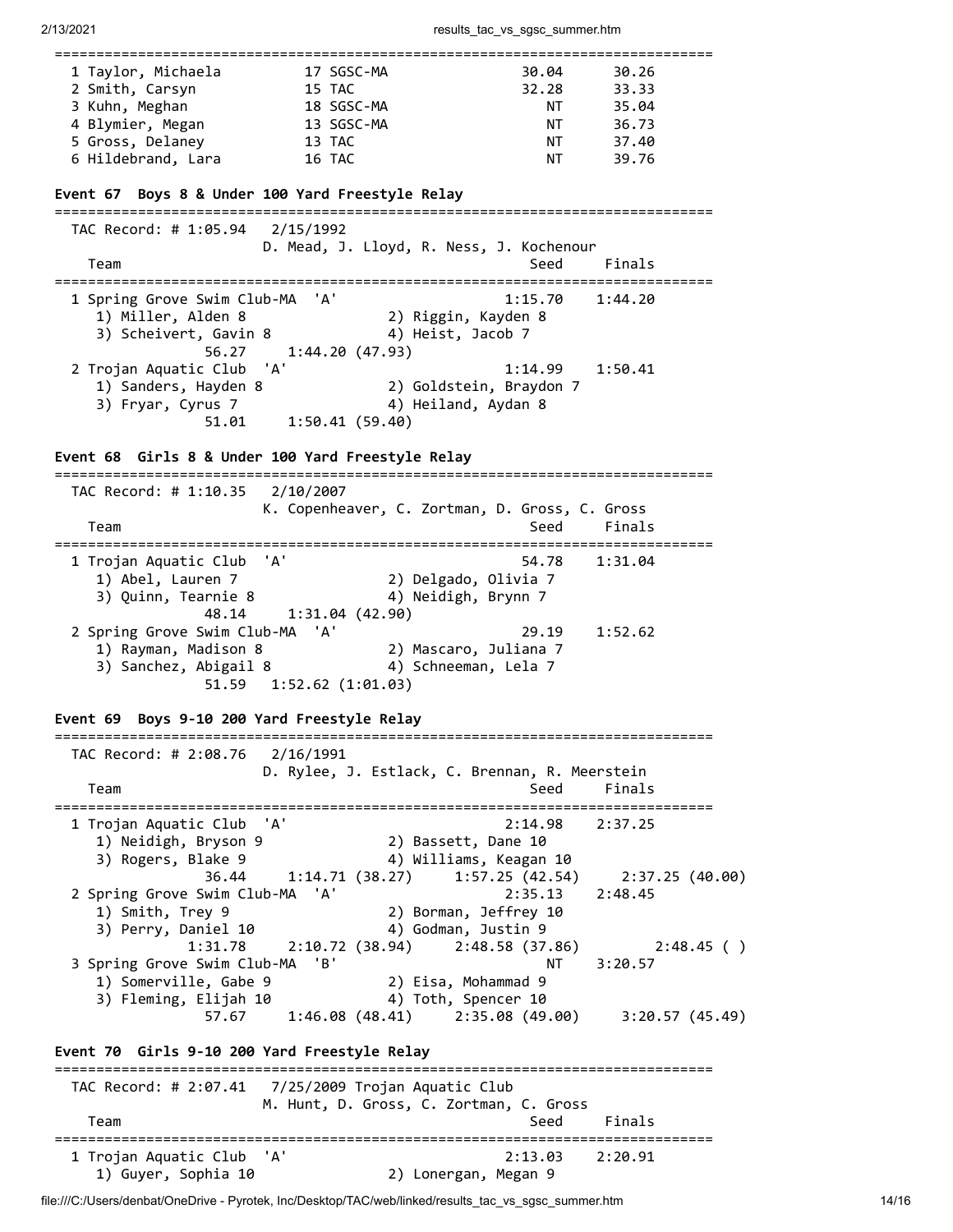| | Name | Age | Team | Seed | Finals |
|---|---|---|---|---|---|
| 1 | Taylor, Michaela | 17 | SGSC-MA | 30.04 | 30.26 |
| 2 | Smith, Carsyn | 15 | TAC | 32.28 | 33.33 |
| 3 | Kuhn, Meghan | 18 | SGSC-MA | NT | 35.04 |
| 4 | Blymier, Megan | 13 | SGSC-MA | NT | 36.73 |
| 5 | Gross, Delaney | 13 | TAC | NT | 37.40 |
| 6 | Hildebrand, Lara | 16 | TAC | NT | 39.76 |

## Event 67 Boys 8 & Under 100 Yard Freestyle Relay

TAC Record: # 1:05.94 2/15/1992
D. Mead, J. Lloyd, R. Ness, J. Kochenour

```
    Team                                              Seed     Finals
=============================================================================
  1 Spring Grove Swim Club-MA  'A'                 1:15.70    1:44.20
     1) Miller, Alden 8              2) Riggin, Kayden 8
     3) Scheivert, Gavin 8           4) Heist, Jacob 7
              56.27     1:44.20 (47.93)
  2 Trojan Aquatic Club  'A'                       1:14.99    1:50.41
     1) Sanders, Hayden 8            2) Goldstein, Braydon 7
     3) Fryar, Cyrus 7               4) Heiland, Aydan 8
              51.01     1:50.41 (59.40)
```

## Event 68 Girls 8 & Under 100 Yard Freestyle Relay

TAC Record: # 1:10.35 2/10/2007
K. Copenheaver, C. Zortman, D. Gross, C. Gross

```
    Team                                              Seed     Finals
=============================================================================
  1 Trojan Aquatic Club  'A'                         54.78    1:31.04
     1) Abel, Lauren 7               2) Delgado, Olivia 7
     3) Quinn, Tearnie 8             4) Neidigh, Brynn 7
              48.14     1:31.04 (42.90)
  2 Spring Grove Swim Club-MA  'A'                   29.19    1:52.62
     1) Rayman, Madison 8            2) Mascaro, Juliana 7
     3) Sanchez, Abigail 8           4) Schneeman, Lela 7
              51.59   1:52.62 (1:01.03)
```

## Event 69 Boys 9-10 200 Yard Freestyle Relay

TAC Record: # 2:08.76 2/16/1991
D. Rylee, J. Estlack, C. Brennan, R. Meerstein

```
    Team                                              Seed     Finals
=============================================================================
  1 Trojan Aquatic Club  'A'                       2:14.98    2:37.25
     1) Neidigh, Bryson 9            2) Bassett, Dane 10
     3) Rogers, Blake 9              4) Williams, Keagan 10
              36.44     1:14.71 (38.27)     1:57.25 (42.54)     2:37.25 (40.00)
  2 Spring Grove Swim Club-MA  'A'                 2:35.13    2:48.45
     1) Smith, Trey 9                2) Borman, Jeffrey 10
     3) Perry, Daniel 10             4) Godman, Justin 9
            1:31.78     2:10.72 (38.94)     2:48.58 (37.86)        2:48.45 ( )
  3 Spring Grove Swim Club-MA  'B'                      NT    3:20.57
     1) Somerville, Gabe 9           2) Eisa, Mohammad 9
     3) Fleming, Elijah 10           4) Toth, Spencer 10
              57.67     1:46.08 (48.41)     2:35.08 (49.00)     3:20.57 (45.49)
```

## Event 70 Girls 9-10 200 Yard Freestyle Relay

TAC Record: # 2:07.41 7/25/2009 Trojan Aquatic Club
M. Hunt, D. Gross, C. Zortman, C. Gross

```
    Team                                              Seed     Finals
=============================================================================
  1 Trojan Aquatic Club  'A'                       2:13.03    2:20.91
     1) Guyer, Sophia 10             2) Lonergan, Megan 9
```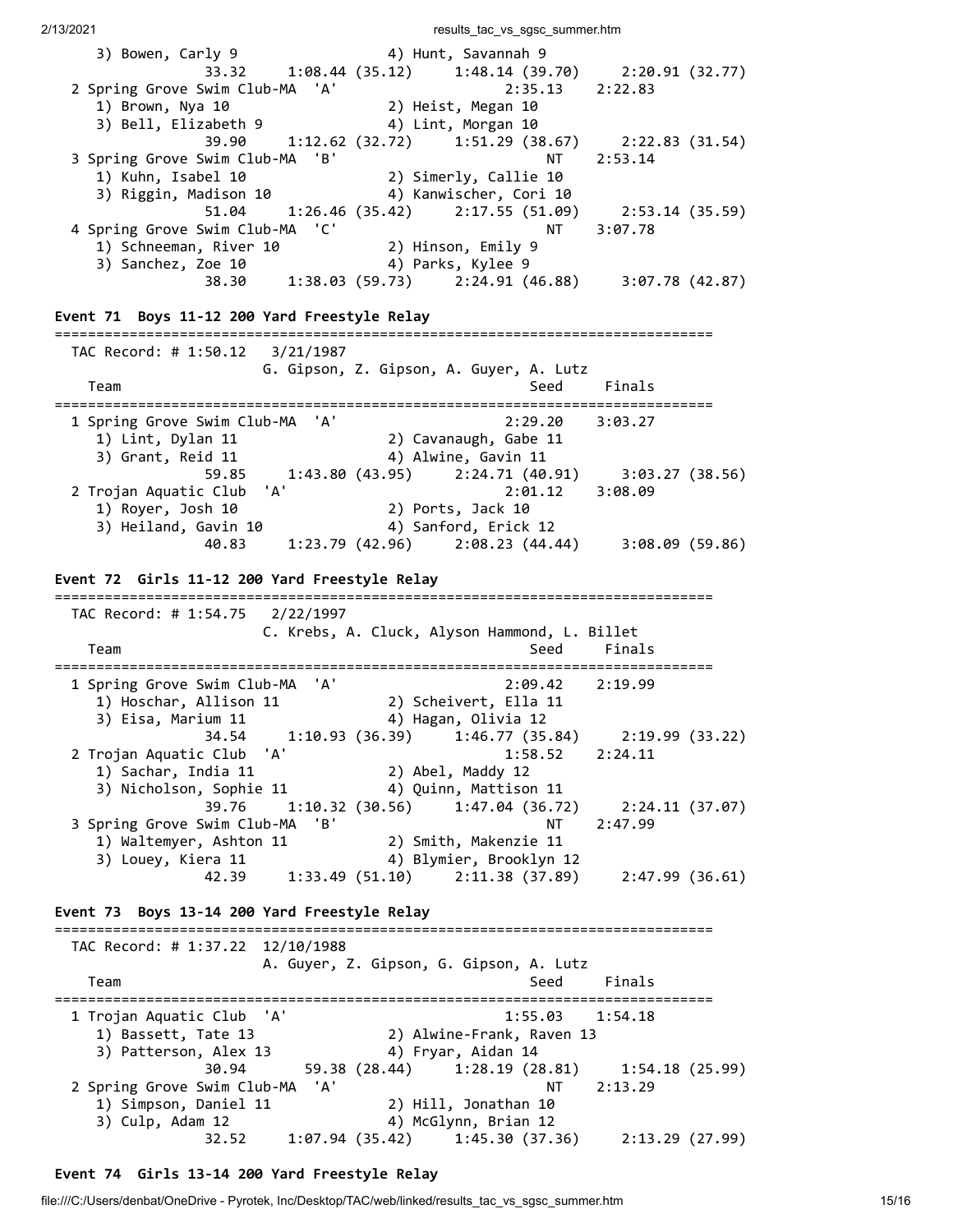```
    3) Bowen, Carly 9                 4) Hunt, Savannah 9
              33.32     1:08.44 (35.12)     1:48.14 (39.70)     2:20.91 (32.77)
  2 Spring Grove Swim Club-MA  'A'                   2:35.13    2:22.83
    1) Brown, Nya 10                  2) Heist, Megan 10
    3) Bell, Elizabeth 9              4) Lint, Morgan 10
              39.90     1:12.62 (32.72)     1:51.29 (38.67)     2:22.83 (31.54)
  3 Spring Grove Swim Club-MA  'B'                        NT    2:53.14
    1) Kuhn, Isabel 10                2) Simerly, Callie 10
    3) Riggin, Madison 10             4) Kanwischer, Cori 10
              51.04     1:26.46 (35.42)     2:17.55 (51.09)     2:53.14 (35.59)
  4 Spring Grove Swim Club-MA  'C'                        NT    3:07.78
    1) Schneeman, River 10            2) Hinson, Emily 9
    3) Sanchez, Zoe 10                4) Parks, Kylee 9
              38.30     1:38.03 (59.73)     2:24.91 (46.88)     3:07.78 (42.87)
```

**Event 71 Boys 11-12 200 Yard Freestyle Relay**

```
===============================================================================
  TAC Record: # 1:50.12   3/21/1987
                       G. Gipson, Z. Gipson, A. Guyer, A. Lutz
    Team                                              Seed     Finals
===============================================================================
  1 Spring Grove Swim Club-MA  'A'                   2:29.20    3:03.27
    1) Lint, Dylan 11                 2) Cavanaugh, Gabe 11
    3) Grant, Reid 11                 4) Alwine, Gavin 11
              59.85     1:43.80 (43.95)     2:24.71 (40.91)     3:03.27 (38.56)
  2 Trojan Aquatic Club  'A'                         2:01.12    3:08.09
    1) Royer, Josh 10                 2) Ports, Jack 10
    3) Heiland, Gavin 10              4) Sanford, Erick 12
              40.83     1:23.79 (42.96)     2:08.23 (44.44)     3:08.09 (59.86)
```

**Event 72 Girls 11-12 200 Yard Freestyle Relay**

```
===============================================================================
  TAC Record: # 1:54.75   2/22/1997
                       C. Krebs, A. Cluck, Alyson Hammond, L. Billet
    Team                                              Seed     Finals
===============================================================================
  1 Spring Grove Swim Club-MA  'A'                   2:09.42    2:19.99
    1) Hoschar, Allison 11            2) Scheivert, Ella 11
    3) Eisa, Marium 11                4) Hagan, Olivia 12
              34.54     1:10.93 (36.39)     1:46.77 (35.84)     2:19.99 (33.22)
  2 Trojan Aquatic Club  'A'                         1:58.52    2:24.11
    1) Sachar, India 11               2) Abel, Maddy 12
    3) Nicholson, Sophie 11           4) Quinn, Mattison 11
              39.76     1:10.32 (30.56)     1:47.04 (36.72)     2:24.11 (37.07)
  3 Spring Grove Swim Club-MA  'B'                        NT    2:47.99
    1) Waltemyer, Ashton 11           2) Smith, Makenzie 11
    3) Louey, Kiera 11                4) Blymier, Brooklyn 12
              42.39     1:33.49 (51.10)     2:11.38 (37.89)     2:47.99 (36.61)
```

**Event 73 Boys 13-14 200 Yard Freestyle Relay**

```
===============================================================================
  TAC Record: # 1:37.22  12/10/1988
                       A. Guyer, Z. Gipson, G. Gipson, A. Lutz
    Team                                              Seed     Finals
===============================================================================
  1 Trojan Aquatic Club  'A'                         1:55.03    1:54.18
    1) Bassett, Tate 13               2) Alwine-Frank, Raven 13
    3) Patterson, Alex 13             4) Fryar, Aidan 14
              30.94       59.38 (28.44)     1:28.19 (28.81)     1:54.18 (25.99)
  2 Spring Grove Swim Club-MA  'A'                        NT    2:13.29
    1) Simpson, Daniel 11             2) Hill, Jonathan 10
    3) Culp, Adam 12                  4) McGlynn, Brian 12
              32.52     1:07.94 (35.42)     1:45.30 (37.36)     2:13.29 (27.99)
```

**Event 74 Girls 13-14 200 Yard Freestyle Relay**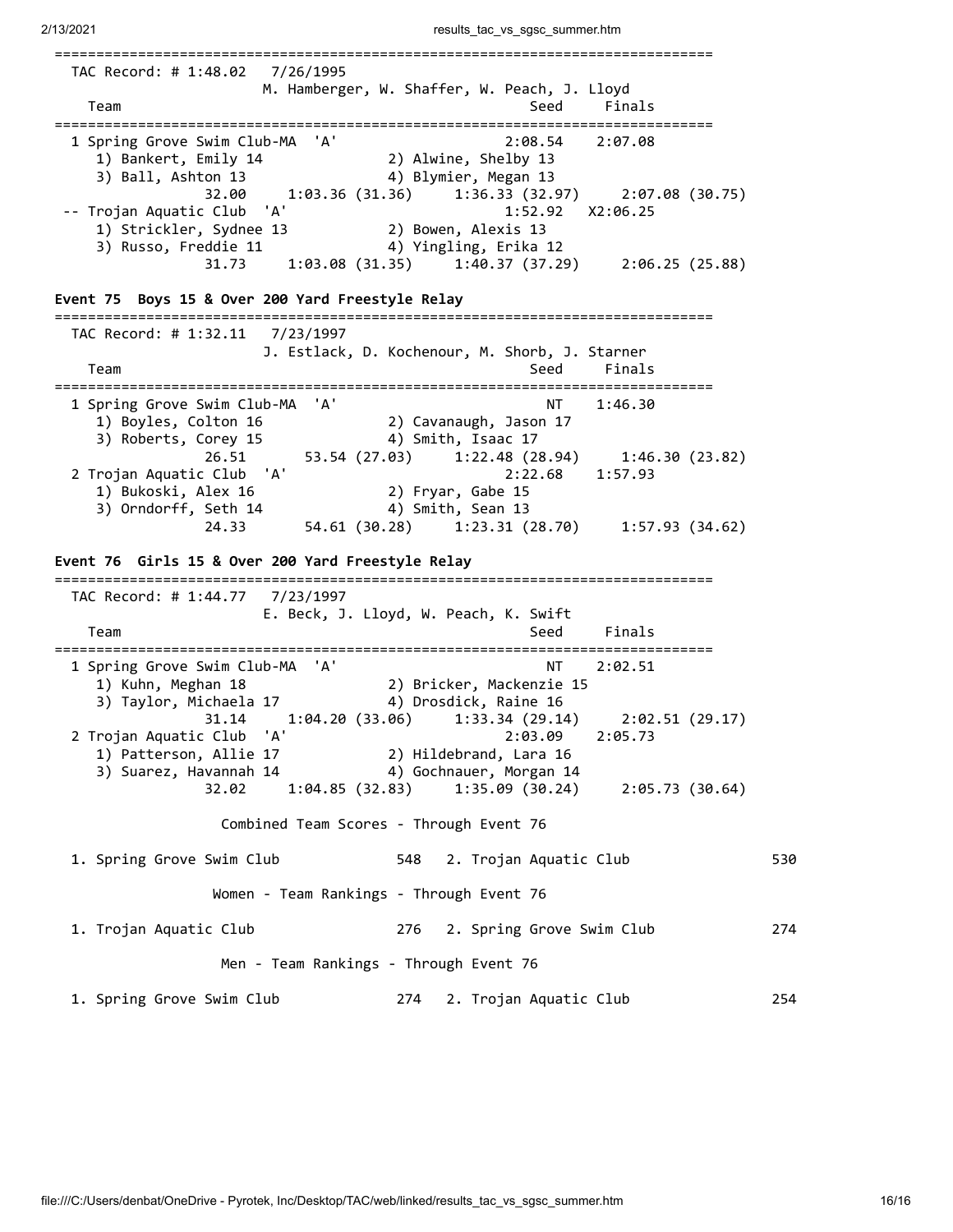```
===============================================================================
  TAC Record: # 1:48.02   7/26/1995
                     M. Hamberger, W. Shaffer, W. Peach, J. Lloyd
    Team                                             Seed     Finals
===============================================================================
  1 Spring Grove Swim Club-MA  'A'                     2:08.54    2:07.08
     1) Bankert, Emily 14              2) Alwine, Shelby 13
     3) Ball, Ashton 13                4) Blymier, Megan 13
              32.00     1:03.36 (31.36)     1:36.33 (32.97)     2:07.08 (30.75)
 -- Trojan Aquatic Club  'A'                           1:52.92   X2:06.25
     1) Strickler, Sydnee 13           2) Bowen, Alexis 13
     3) Russo, Freddie 11              4) Yingling, Erika 12
              31.73     1:03.08 (31.35)     1:40.37 (37.29)     2:06.25 (25.88)
```

**Event 75  Boys 15 & Over 200 Yard Freestyle Relay**

```
===============================================================================
  TAC Record: # 1:32.11   7/23/1997
                     J. Estlack, D. Kochenour, M. Shorb, J. Starner
    Team                                             Seed     Finals
===============================================================================
  1 Spring Grove Swim Club-MA  'A'                       NT    1:46.30
     1) Boyles, Colton 16              2) Cavanaugh, Jason 17
     3) Roberts, Corey 15              4) Smith, Isaac 17
              26.51       53.54 (27.03)     1:22.48 (28.94)     1:46.30 (23.82)
  2 Trojan Aquatic Club  'A'                           2:22.68    1:57.93
     1) Bukoski, Alex 16               2) Fryar, Gabe 15
     3) Orndorff, Seth 14              4) Smith, Sean 13
              24.33       54.61 (30.28)     1:23.31 (28.70)     1:57.93 (34.62)
```

**Event 76  Girls 15 & Over 200 Yard Freestyle Relay**

```
===============================================================================
  TAC Record: # 1:44.77   7/23/1997
                     E. Beck, J. Lloyd, W. Peach, K. Swift
    Team                                             Seed     Finals
===============================================================================
  1 Spring Grove Swim Club-MA  'A'                       NT    2:02.51
     1) Kuhn, Meghan 18                2) Bricker, Mackenzie 15
     3) Taylor, Michaela 17            4) Drosdick, Raine 16
              31.14     1:04.20 (33.06)     1:33.34 (29.14)     2:02.51 (29.17)
  2 Trojan Aquatic Club  'A'                           2:03.09    2:05.73
     1) Patterson, Allie 17            2) Hildebrand, Lara 16
     3) Suarez, Havannah 14            4) Gochnauer, Morgan 14
              32.02     1:04.85 (32.83)     1:35.09 (30.24)     2:05.73 (30.64)

                   Combined Team Scores - Through Event 76

  1. Spring Grove Swim Club             548   2. Trojan Aquatic Club                530

                  Women - Team Rankings - Through Event 76

  1. Trojan Aquatic Club                276   2. Spring Grove Swim Club             274

                   Men - Team Rankings - Through Event 76

  1. Spring Grove Swim Club             274   2. Trojan Aquatic Club                254
```